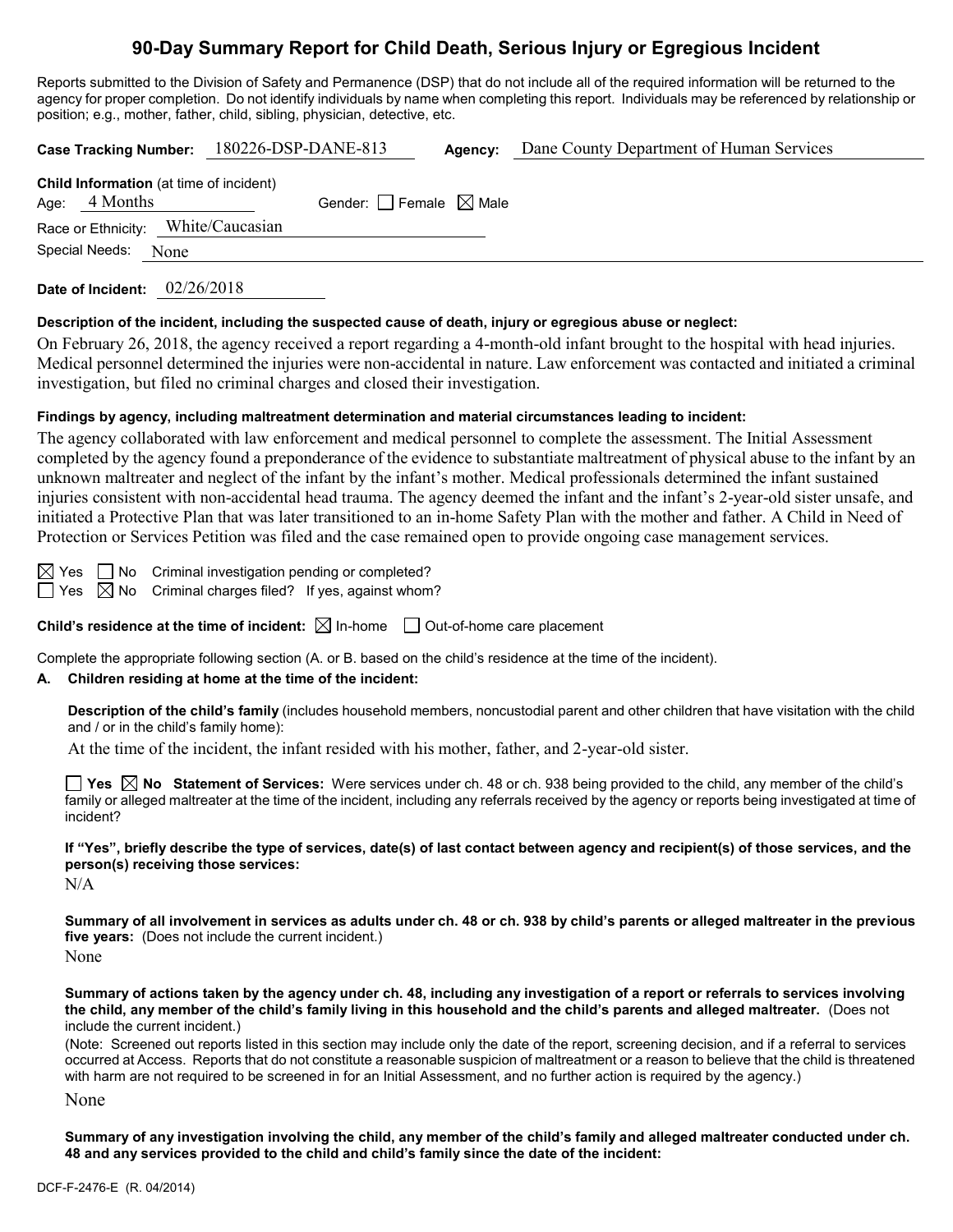# 90-Day Summary Report for Child Death, Serious Injury or Egregious Incident

Reports submitted to the Division of Safety and Permanence (DSP) that do not include all of the required information will be returned to the agency for proper completion. Do not identify individuals by name when completing this report. Individuals may be referenced by relationship or position; e.g., mother, father, child, sibling, physician, detective, etc.

**Case Tracking Number:** 180226-DSP-DANE-813 **Agency:** Dane County Department of Human Services

**Child Information** (at time of incident)
Age: 4 Months Gender: ☐ Female ☒ Male
Race or Ethnicity: White/Caucasian
Special Needs: None

**Date of Incident:** 02/26/2018

**Description of the incident, including the suspected cause of death, injury or egregious abuse or neglect:**

On February 26, 2018, the agency received a report regarding a 4-month-old infant brought to the hospital with head injuries. Medical personnel determined the injuries were non-accidental in nature. Law enforcement was contacted and initiated a criminal investigation, but filed no criminal charges and closed their investigation.

**Findings by agency, including maltreatment determination and material circumstances leading to incident:**

The agency collaborated with law enforcement and medical personnel to complete the assessment. The Initial Assessment completed by the agency found a preponderance of the evidence to substantiate maltreatment of physical abuse to the infant by an unknown maltreater and neglect of the infant by the infant's mother. Medical professionals determined the infant sustained injuries consistent with non-accidental head trauma. The agency deemed the infant and the infant's 2-year-old sister unsafe, and initiated a Protective Plan that was later transitioned to an in-home Safety Plan with the mother and father. A Child in Need of Protection or Services Petition was filed and the case remained open to provide ongoing case management services.

☒ Yes ☐ No Criminal investigation pending or completed?
☐ Yes ☒ No Criminal charges filed? If yes, against whom?

**Child's residence at the time of incident:** ☒ In-home ☐ Out-of-home care placement

Complete the appropriate following section (A. or B. based on the child's residence at the time of the incident).

**A. Children residing at home at the time of the incident:**

**Description of the child's family** (includes household members, noncustodial parent and other children that have visitation with the child and / or in the child's family home):

At the time of the incident, the infant resided with his mother, father, and 2-year-old sister.

☐ **Yes** ☒ **No Statement of Services:** Were services under ch. 48 or ch. 938 being provided to the child, any member of the child's family or alleged maltreater at the time of the incident, including any referrals received by the agency or reports being investigated at time of incident?

**If "Yes", briefly describe the type of services, date(s) of last contact between agency and recipient(s) of those services, and the person(s) receiving those services:**

N/A

**Summary of all involvement in services as adults under ch. 48 or ch. 938 by child's parents or alleged maltreater in the previous five years:** (Does not include the current incident.)

None

**Summary of actions taken by the agency under ch. 48, including any investigation of a report or referrals to services involving the child, any member of the child's family living in this household and the child's parents and alleged maltreater.** (Does not include the current incident.)

(Note: Screened out reports listed in this section may include only the date of the report, screening decision, and if a referral to services occurred at Access. Reports that do not constitute a reasonable suspicion of maltreatment or a reason to believe that the child is threatened with harm are not required to be screened in for an Initial Assessment, and no further action is required by the agency.)

None

**Summary of any investigation involving the child, any member of the child's family and alleged maltreater conducted under ch. 48 and any services provided to the child and child's family since the date of the incident:**

DCF-F-2476-E (R. 04/2014)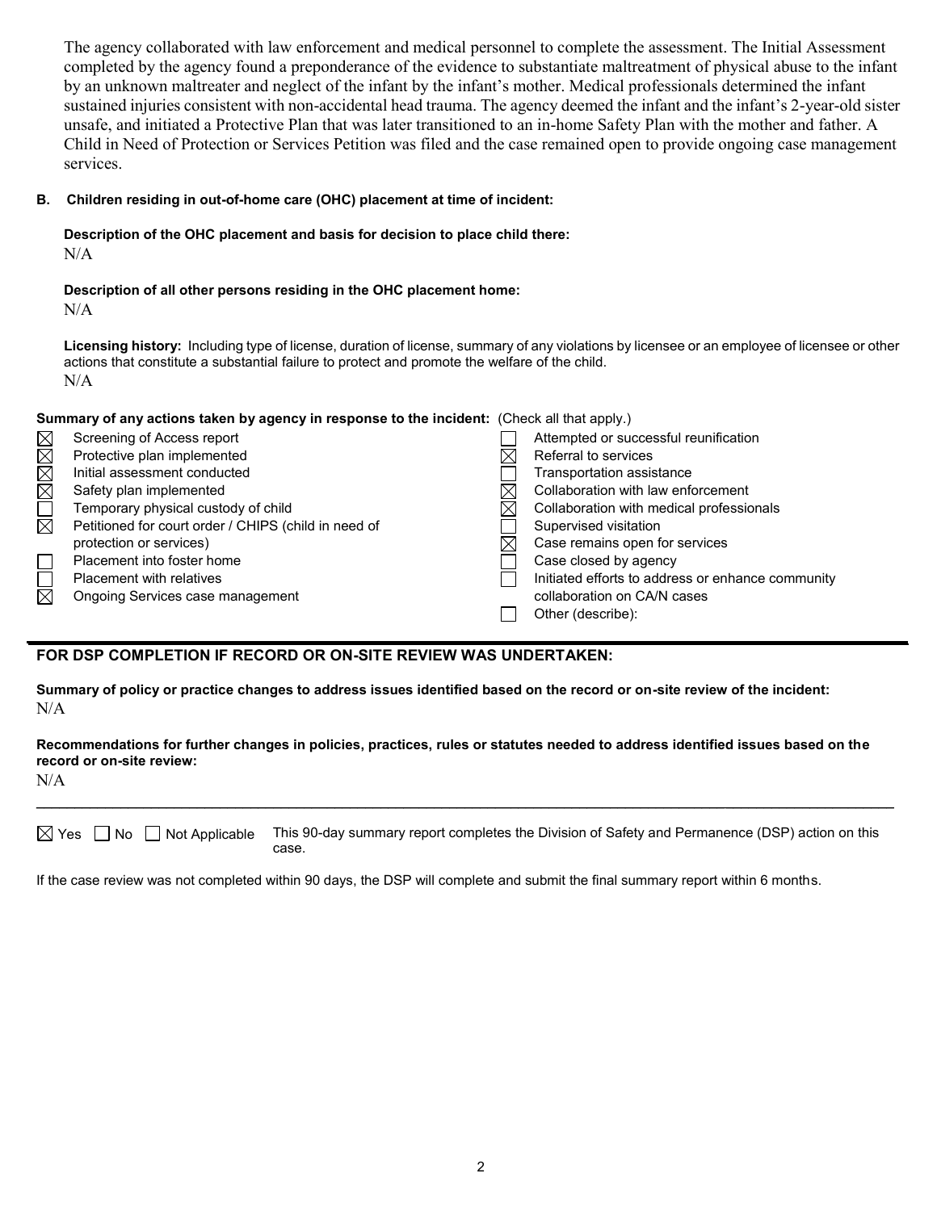The agency collaborated with law enforcement and medical personnel to complete the assessment. The Initial Assessment completed by the agency found a preponderance of the evidence to substantiate maltreatment of physical abuse to the infant by an unknown maltreater and neglect of the infant by the infant's mother. Medical professionals determined the infant sustained injuries consistent with non-accidental head trauma. The agency deemed the infant and the infant's 2-year-old sister unsafe, and initiated a Protective Plan that was later transitioned to an in-home Safety Plan with the mother and father. A Child in Need of Protection or Services Petition was filed and the case remained open to provide ongoing case management services.

**B. Children residing in out-of-home care (OHC) placement at time of incident:**

**Description of the OHC placement and basis for decision to place child there:**
N/A

**Description of all other persons residing in the OHC placement home:**
N/A

**Licensing history:** Including type of license, duration of license, summary of any violations by licensee or an employee of licensee or other actions that constitute a substantial failure to protect and promote the welfare of the child.
N/A

**Summary of any actions taken by agency in response to the incident:** (Check all that apply.)

- ☒ Screening of Access report
- ☒ Protective plan implemented
- ☒ Initial assessment conducted
- ☒ Safety plan implemented
- ☐ Temporary physical custody of child
- ☒ Petitioned for court order / CHIPS (child in need of protection or services)
- ☐ Placement into foster home
- ☐ Placement with relatives
- ☒ Ongoing Services case management
- ☐ Attempted or successful reunification
- ☒ Referral to services
- ☐ Transportation assistance
- ☒ Collaboration with law enforcement
- ☒ Collaboration with medical professionals
- ☐ Supervised visitation
- ☒ Case remains open for services
- ☐ Case closed by agency
- ☐ Initiated efforts to address or enhance community collaboration on CA/N cases
- ☐ Other (describe):

## FOR DSP COMPLETION IF RECORD OR ON-SITE REVIEW WAS UNDERTAKEN:

**Summary of policy or practice changes to address issues identified based on the record or on-site review of the incident:**
N/A

**Recommendations for further changes in policies, practices, rules or statutes needed to address identified issues based on the record or on-site review:**
N/A

---

☒ Yes ☐ No ☐ Not Applicable This 90-day summary report completes the Division of Safety and Permanence (DSP) action on this case.

If the case review was not completed within 90 days, the DSP will complete and submit the final summary report within 6 months.